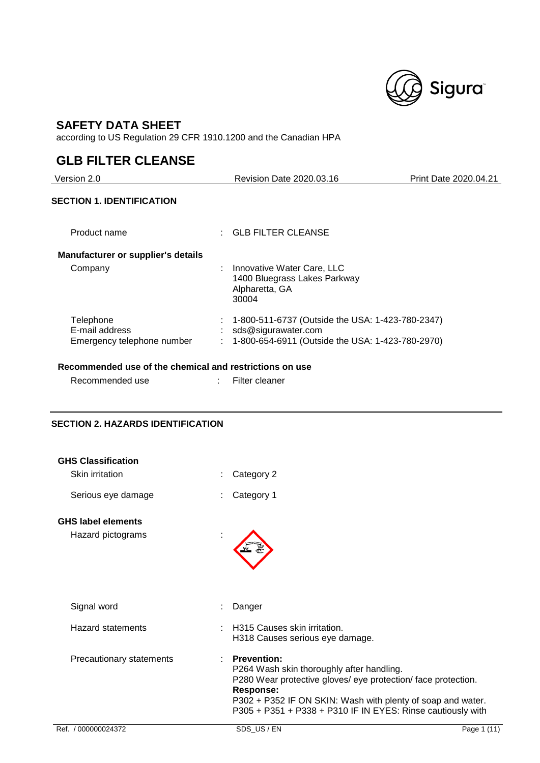# SAFETY DATA SHEET

according to US Regulation 29 CFR 1910.1200 and the Canadian HPA

# GLB FILTER CLEANSE

| Version 2.0 | Revision Date 2020.03.16 | Print Date 2020.04.21 |
| --- | --- | --- |

## SECTION 1. IDENTIFICATION

Product name : GLB FILTER CLEANSE

### Manufacturer or supplier's details

Company : Innovative Water Care, LLC
1400 Bluegrass Lakes Parkway
Alpharetta, GA
30004

Telephone : 1-800-511-6737 (Outside the USA: 1-423-780-2347)
E-mail address : sds@sigurawater.com
Emergency telephone number : 1-800-654-6911 (Outside the USA: 1-423-780-2970)

### Recommended use of the chemical and restrictions on use

Recommended use : Filter cleaner

## SECTION 2. HAZARDS IDENTIFICATION

### GHS Classification

Skin irritation : Category 2

Serious eye damage : Category 1

### GHS label elements

Hazard pictograms :

Signal word : Danger

Hazard statements : H315 Causes skin irritation.
H318 Causes serious eye damage.

Precautionary statements : **Prevention:**
P264 Wash skin thoroughly after handling.
P280 Wear protective gloves/ eye protection/ face protection.
**Response:**
P302 + P352 IF ON SKIN: Wash with plenty of soap and water.
P305 + P351 + P338 + P310 IF IN EYES: Rinse cautiously with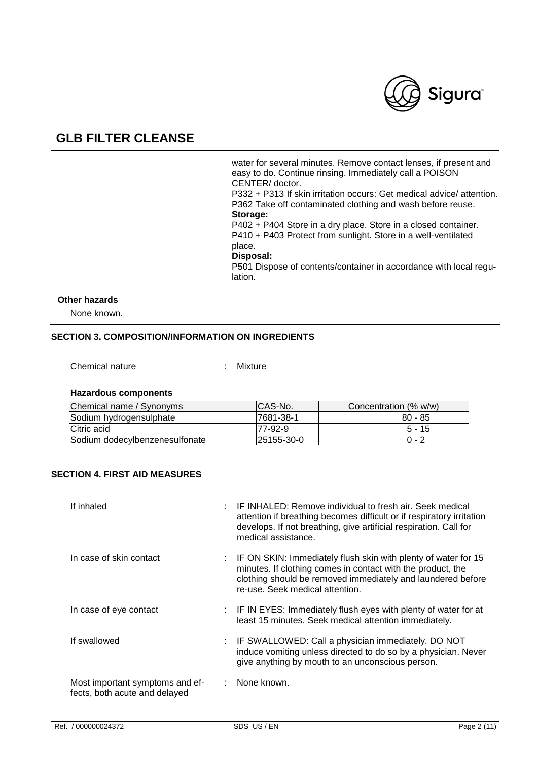water for several minutes. Remove contact lenses, if present and easy to do. Continue rinsing. Immediately call a POISON CENTER/ doctor.
P332 + P313 If skin irritation occurs: Get medical advice/ attention.
P362 Take off contaminated clothing and wash before reuse.
**Storage:**
P402 + P404 Store in a dry place. Store in a closed container.
P410 + P403 Protect from sunlight. Store in a well-ventilated place.
**Disposal:**
P501 Dispose of contents/container in accordance with local regulation.

**Other hazards**

None known.

## SECTION 3. COMPOSITION/INFORMATION ON INGREDIENTS

Chemical nature : Mixture

**Hazardous components**

| Chemical name / Synonyms | CAS-No. | Concentration (% w/w) |
|---|---|---|
| Sodium hydrogensulphate | 7681-38-1 | 80 - 85 |
| Citric acid | 77-92-9 | 5 - 15 |
| Sodium dodecylbenzenesulfonate | 25155-30-0 | 0 - 2 |

## SECTION 4. FIRST AID MEASURES

| | |
|---|---|
| If inhaled | : IF INHALED: Remove individual to fresh air. Seek medical attention if breathing becomes difficult or if respiratory irritation develops. If not breathing, give artificial respiration. Call for medical assistance. |
| In case of skin contact | : IF ON SKIN: Immediately flush skin with plenty of water for 15 minutes. If clothing comes in contact with the product, the clothing should be removed immediately and laundered before re-use. Seek medical attention. |
| In case of eye contact | : IF IN EYES: Immediately flush eyes with plenty of water for at least 15 minutes. Seek medical attention immediately. |
| If swallowed | : IF SWALLOWED: Call a physician immediately. DO NOT induce vomiting unless directed to do so by a physician. Never give anything by mouth to an unconscious person. |
| Most important symptoms and effects, both acute and delayed | : None known. |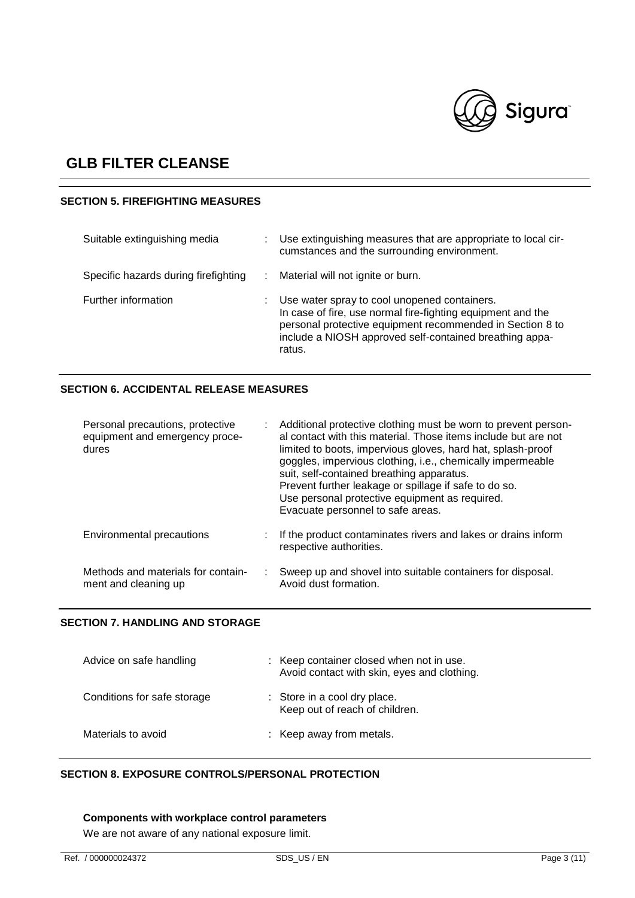# GLB FILTER CLEANSE

## SECTION 5. FIREFIGHTING MEASURES

| | |
|---|---|
| Suitable extinguishing media | : Use extinguishing measures that are appropriate to local circumstances and the surrounding environment. |
| Specific hazards during firefighting | : Material will not ignite or burn. |
| Further information | : Use water spray to cool unopened containers.<br>In case of fire, use normal fire-fighting equipment and the personal protective equipment recommended in Section 8 to include a NIOSH approved self-contained breathing apparatus. |

## SECTION 6. ACCIDENTAL RELEASE MEASURES

| | |
|---|---|
| Personal precautions, protective equipment and emergency procedures | : Additional protective clothing must be worn to prevent personal contact with this material. Those items include but are not limited to boots, impervious gloves, hard hat, splash-proof goggles, impervious clothing, i.e., chemically impermeable suit, self-contained breathing apparatus.<br>Prevent further leakage or spillage if safe to do so.<br>Use personal protective equipment as required.<br>Evacuate personnel to safe areas. |
| Environmental precautions | : If the product contaminates rivers and lakes or drains inform respective authorities. |
| Methods and materials for containment and cleaning up | : Sweep up and shovel into suitable containers for disposal.<br>Avoid dust formation. |

## SECTION 7. HANDLING AND STORAGE

| | |
|---|---|
| Advice on safe handling | : Keep container closed when not in use.<br>Avoid contact with skin, eyes and clothing. |
| Conditions for safe storage | : Store in a cool dry place.<br>Keep out of reach of children. |
| Materials to avoid | : Keep away from metals. |

## SECTION 8. EXPOSURE CONTROLS/PERSONAL PROTECTION

### Components with workplace control parameters

We are not aware of any national exposure limit.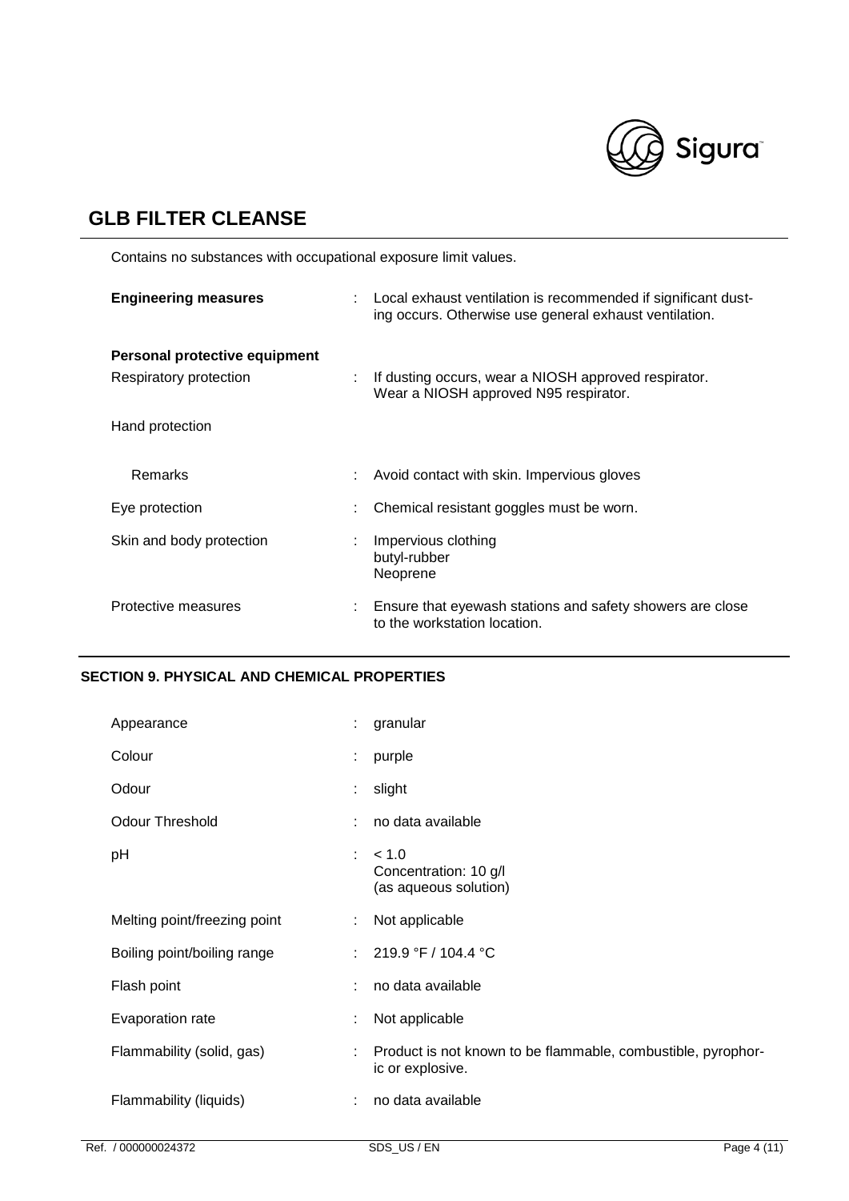# GLB FILTER CLEANSE

Contains no substances with occupational exposure limit values.

| | | |
|---|---|---|
| **Engineering measures** | : | Local exhaust ventilation is recommended if significant dusting occurs. Otherwise use general exhaust ventilation. |

**Personal protective equipment**

| | | |
|---|---|---|
| Respiratory protection | : | If dusting occurs, wear a NIOSH approved respirator. Wear a NIOSH approved N95 respirator. |
| Hand protection | | |
| Remarks | : | Avoid contact with skin. Impervious gloves |
| Eye protection | : | Chemical resistant goggles must be worn. |
| Skin and body protection | : | Impervious clothing<br>butyl-rubber<br>Neoprene |
| Protective measures | : | Ensure that eyewash stations and safety showers are close to the workstation location. |

## SECTION 9. PHYSICAL AND CHEMICAL PROPERTIES

| | | |
|---|---|---|
| Appearance | : | granular |
| Colour | : | purple |
| Odour | : | slight |
| Odour Threshold | : | no data available |
| pH | : | < 1.0<br>Concentration: 10 g/l<br>(as aqueous solution) |
| Melting point/freezing point | : | Not applicable |
| Boiling point/boiling range | : | 219.9 °F / 104.4 °C |
| Flash point | : | no data available |
| Evaporation rate | : | Not applicable |
| Flammability (solid, gas) | : | Product is not known to be flammable, combustible, pyrophoric or explosive. |
| Flammability (liquids) | : | no data available |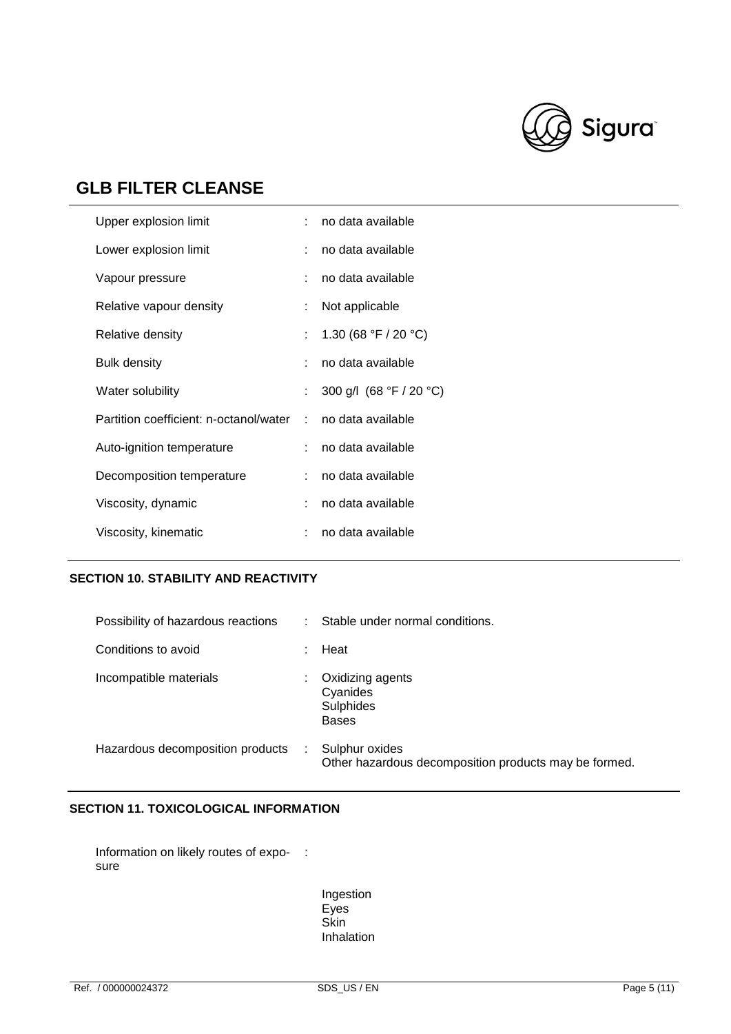| | | |
|---|---|---|
| Upper explosion limit | : | no data available |
| Lower explosion limit | : | no data available |
| Vapour pressure | : | no data available |
| Relative vapour density | : | Not applicable |
| Relative density | : | 1.30 (68 °F / 20 °C) |
| Bulk density | : | no data available |
| Water solubility | : | 300 g/l (68 °F / 20 °C) |
| Partition coefficient: n-octanol/water | : | no data available |
| Auto-ignition temperature | : | no data available |
| Decomposition temperature | : | no data available |
| Viscosity, dynamic | : | no data available |
| Viscosity, kinematic | : | no data available |

## SECTION 10. STABILITY AND REACTIVITY

| | | |
|---|---|---|
| Possibility of hazardous reactions | : | Stable under normal conditions. |
| Conditions to avoid | : | Heat |
| Incompatible materials | : | Oxidizing agents<br>Cyanides<br>Sulphides<br>Bases |
| Hazardous decomposition products | : | Sulphur oxides<br>Other hazardous decomposition products may be formed. |

## SECTION 11. TOXICOLOGICAL INFORMATION

Information on likely routes of exposure :

Ingestion
Eyes
Skin
Inhalation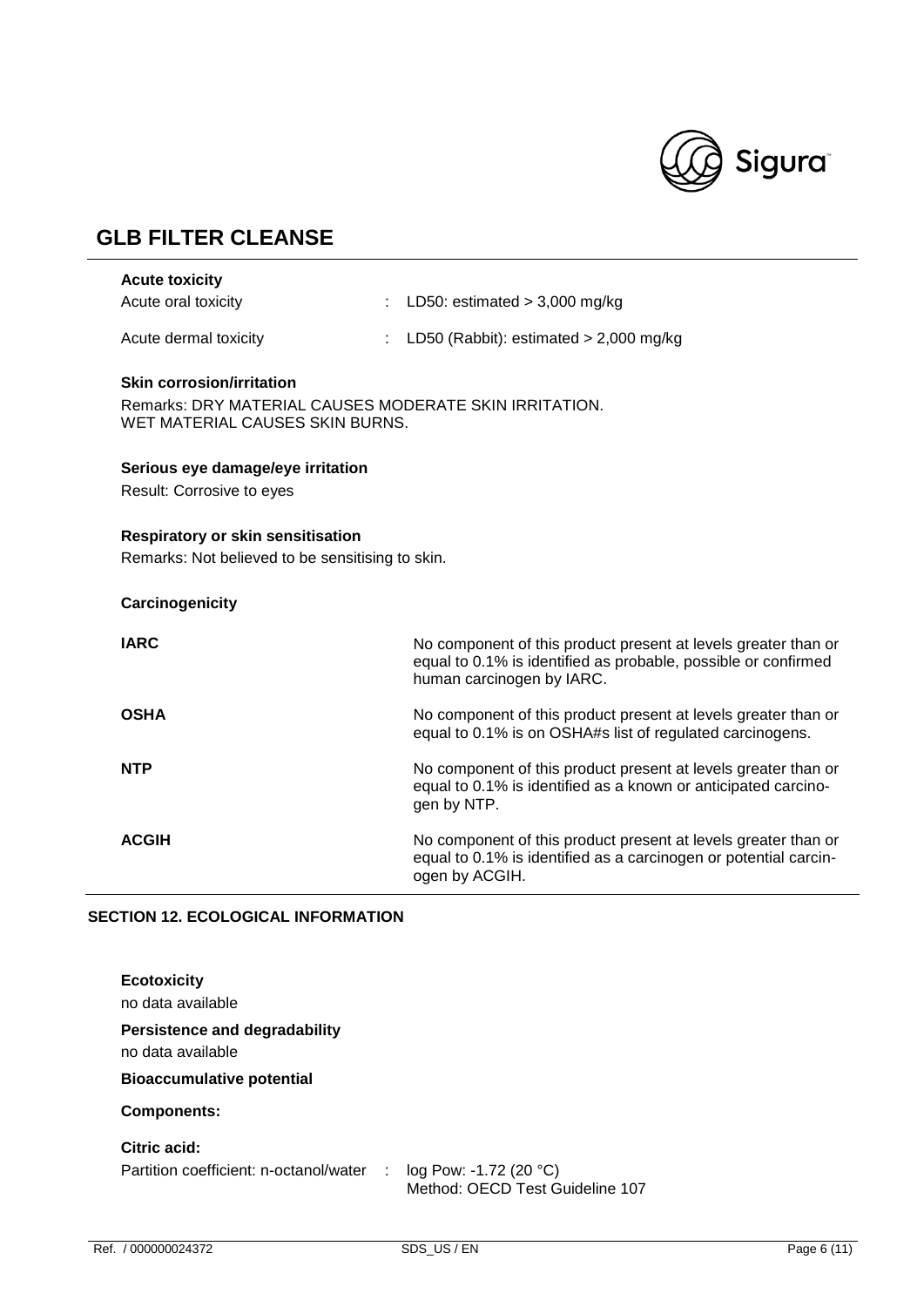**Acute toxicity**

Acute oral toxicity : LD50: estimated > 3,000 mg/kg

Acute dermal toxicity : LD50 (Rabbit): estimated > 2,000 mg/kg

**Skin corrosion/irritation**

Remarks: DRY MATERIAL CAUSES MODERATE SKIN IRRITATION.
WET MATERIAL CAUSES SKIN BURNS.

**Serious eye damage/eye irritation**

Result: Corrosive to eyes

**Respiratory or skin sensitisation**

Remarks: Not believed to be sensitising to skin.

**Carcinogenicity**

| | |
|---|---|
| **IARC** | No component of this product present at levels greater than or equal to 0.1% is identified as probable, possible or confirmed human carcinogen by IARC. |
| **OSHA** | No component of this product present at levels greater than or equal to 0.1% is on OSHA#s list of regulated carcinogens. |
| **NTP** | No component of this product present at levels greater than or equal to 0.1% is identified as a known or anticipated carcinogen by NTP. |
| **ACGIH** | No component of this product present at levels greater than or equal to 0.1% is identified as a carcinogen or potential carcinogen by ACGIH. |

## SECTION 12. ECOLOGICAL INFORMATION

**Ecotoxicity**

no data available

**Persistence and degradability**

no data available

**Bioaccumulative potential**

**Components:**

**Citric acid:**

Partition coefficient: n-octanol/water : log Pow: -1.72 (20 °C)
Method: OECD Test Guideline 107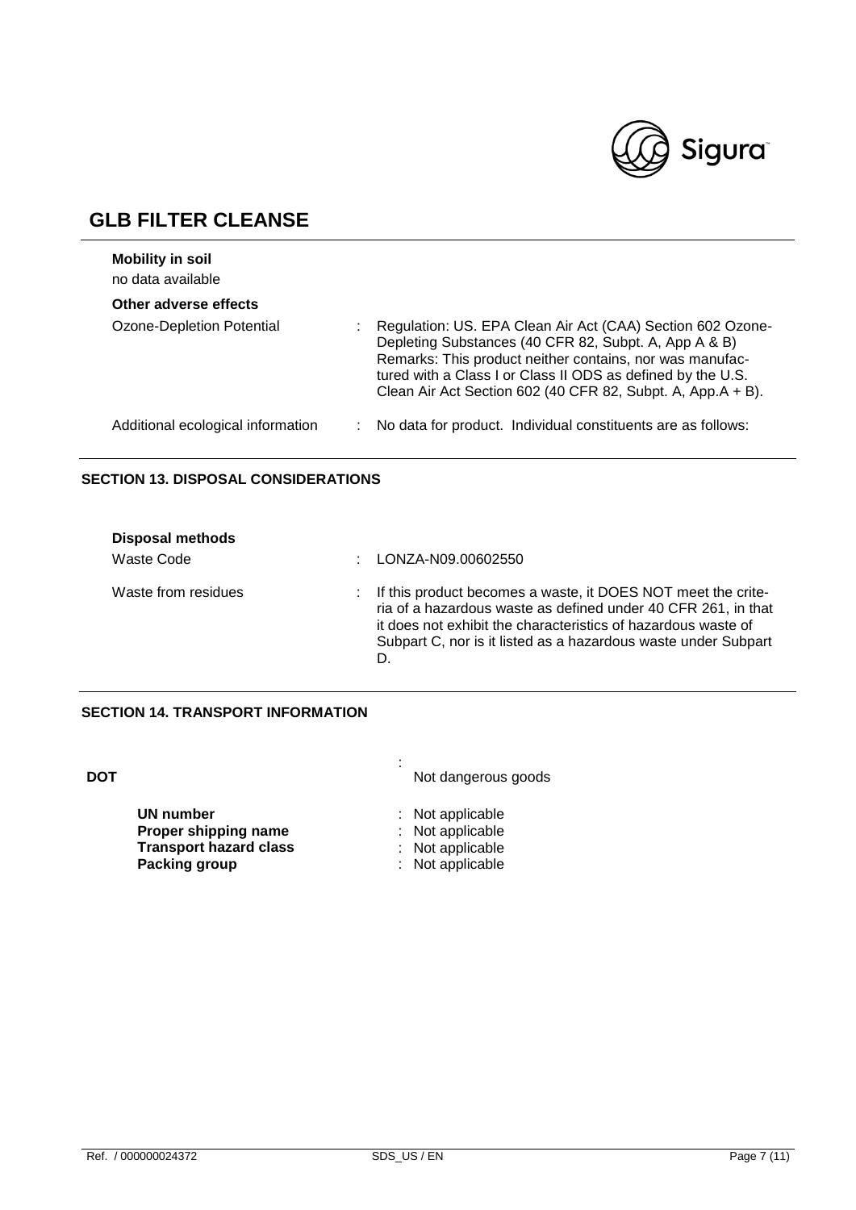# GLB FILTER CLEANSE

**Mobility in soil**

no data available

**Other adverse effects**

| | |
|---|---|
| Ozone-Depletion Potential | : Regulation: US. EPA Clean Air Act (CAA) Section 602 Ozone-Depleting Substances (40 CFR 82, Subpt. A, App A & B) Remarks: This product neither contains, nor was manufactured with a Class I or Class II ODS as defined by the U.S. Clean Air Act Section 602 (40 CFR 82, Subpt. A, App.A + B). |
| Additional ecological information | : No data for product. Individual constituents are as follows: |

## SECTION 13. DISPOSAL CONSIDERATIONS

**Disposal methods**

| | |
|---|---|
| Waste Code | : LONZA-N09.00602550 |
| Waste from residues | : If this product becomes a waste, it DOES NOT meet the criteria of a hazardous waste as defined under 40 CFR 261, in that it does not exhibit the characteristics of hazardous waste of Subpart C, nor is it listed as a hazardous waste under Subpart D. |

## SECTION 14. TRANSPORT INFORMATION

**DOT** : Not dangerous goods

| | |
|---|---|
| **UN number** | : Not applicable |
| **Proper shipping name** | : Not applicable |
| **Transport hazard class** | : Not applicable |
| **Packing group** | : Not applicable |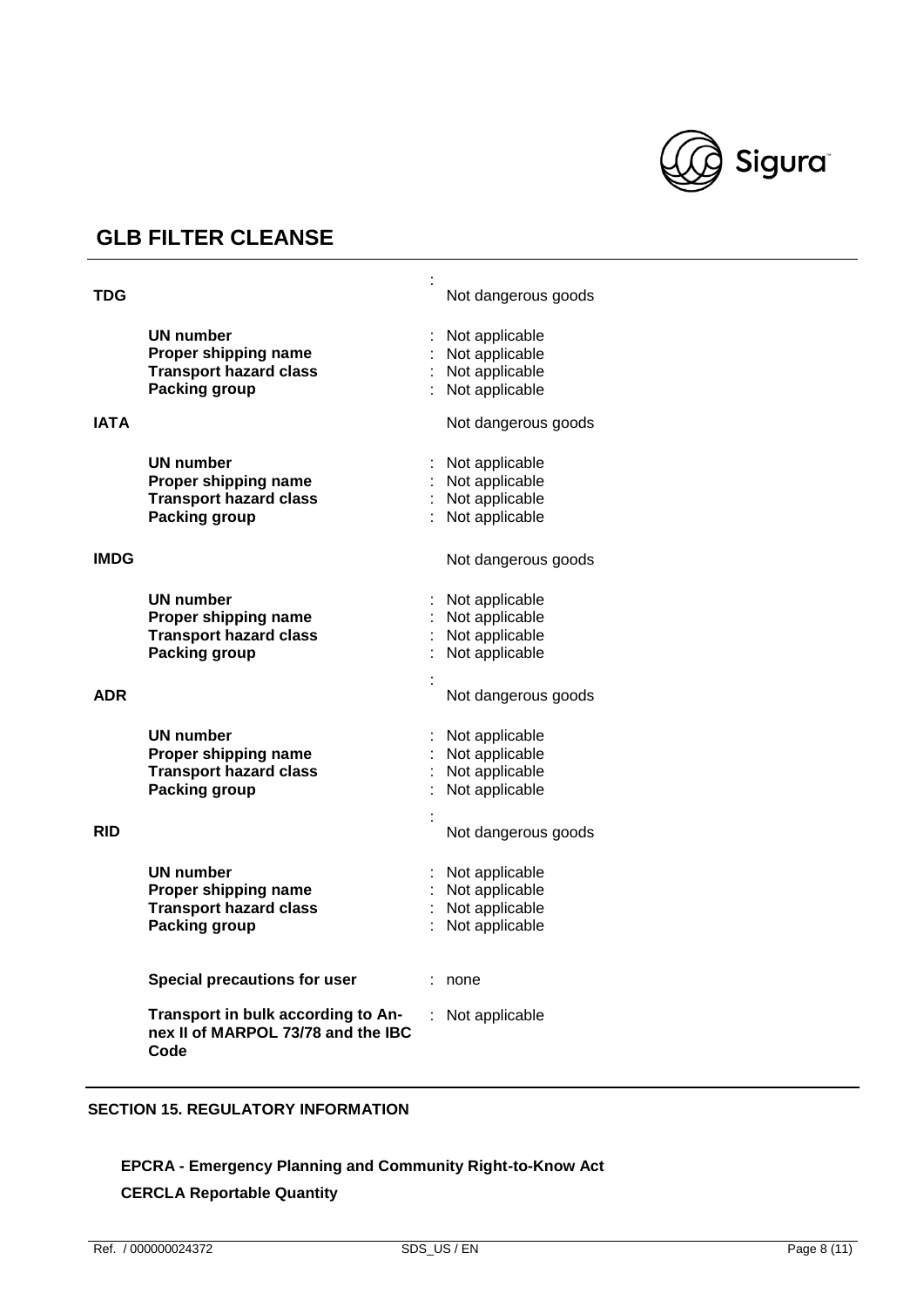**TDG** : Not dangerous goods

| | | |
|---|---|---|
| **UN number** | : | Not applicable |
| **Proper shipping name** | : | Not applicable |
| **Transport hazard class** | : | Not applicable |
| **Packing group** | : | Not applicable |

**IATA** Not dangerous goods

| | | |
|---|---|---|
| **UN number** | : | Not applicable |
| **Proper shipping name** | : | Not applicable |
| **Transport hazard class** | : | Not applicable |
| **Packing group** | : | Not applicable |

**IMDG** Not dangerous goods

| | | |
|---|---|---|
| **UN number** | : | Not applicable |
| **Proper shipping name** | : | Not applicable |
| **Transport hazard class** | : | Not applicable |
| **Packing group** | : | Not applicable |

**ADR** : Not dangerous goods

| | | |
|---|---|---|
| **UN number** | : | Not applicable |
| **Proper shipping name** | : | Not applicable |
| **Transport hazard class** | : | Not applicable |
| **Packing group** | : | Not applicable |

**RID** : Not dangerous goods

| | | |
|---|---|---|
| **UN number** | : | Not applicable |
| **Proper shipping name** | : | Not applicable |
| **Transport hazard class** | : | Not applicable |
| **Packing group** | : | Not applicable |

| | | |
|---|---|---|
| **Special precautions for user** | : | none |
| **Transport in bulk according to Annex II of MARPOL 73/78 and the IBC Code** | : | Not applicable |

## SECTION 15. REGULATORY INFORMATION

**EPCRA - Emergency Planning and Community Right-to-Know Act**

**CERCLA Reportable Quantity**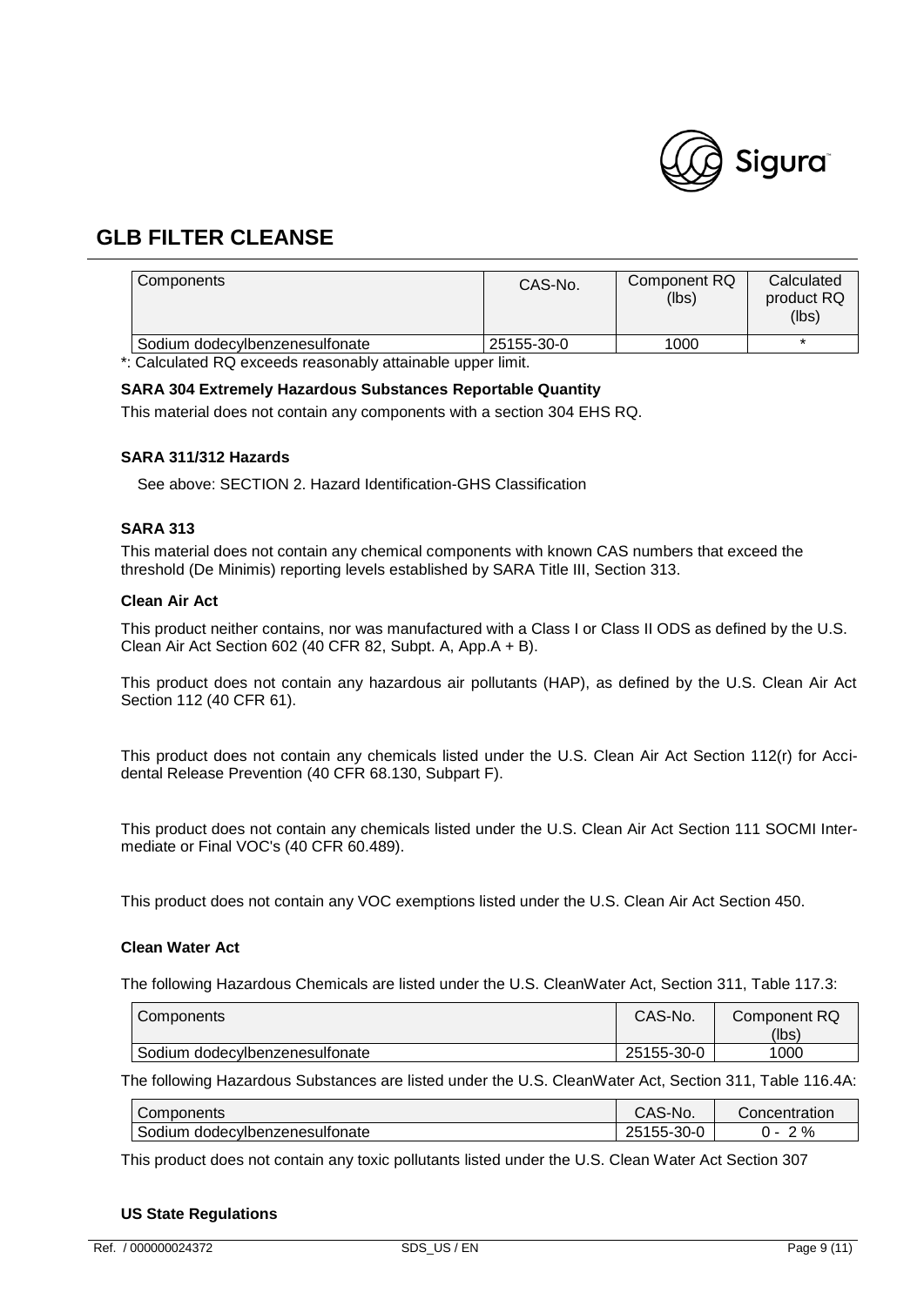| Components | CAS-No. | Component RQ (lbs) | Calculated product RQ (lbs) |
|---|---|---|---|
| Sodium dodecylbenzenesulfonate | 25155-30-0 | 1000 | * |

*: Calculated RQ exceeds reasonably attainable upper limit.

**SARA 304 Extremely Hazardous Substances Reportable Quantity**

This material does not contain any components with a section 304 EHS RQ.

**SARA 311/312 Hazards**

See above: SECTION 2. Hazard Identification-GHS Classification

**SARA 313**

This material does not contain any chemical components with known CAS numbers that exceed the threshold (De Minimis) reporting levels established by SARA Title III, Section 313.

**Clean Air Act**

This product neither contains, nor was manufactured with a Class I or Class II ODS as defined by the U.S. Clean Air Act Section 602 (40 CFR 82, Subpt. A, App.A + B).

This product does not contain any hazardous air pollutants (HAP), as defined by the U.S. Clean Air Act Section 112 (40 CFR 61).

This product does not contain any chemicals listed under the U.S. Clean Air Act Section 112(r) for Accidental Release Prevention (40 CFR 68.130, Subpart F).

This product does not contain any chemicals listed under the U.S. Clean Air Act Section 111 SOCMI Intermediate or Final VOC's (40 CFR 60.489).

This product does not contain any VOC exemptions listed under the U.S. Clean Air Act Section 450.

**Clean Water Act**

The following Hazardous Chemicals are listed under the U.S. CleanWater Act, Section 311, Table 117.3:

| Components | CAS-No. | Component RQ (lbs) |
|---|---|---|
| Sodium dodecylbenzenesulfonate | 25155-30-0 | 1000 |

The following Hazardous Substances are listed under the U.S. CleanWater Act, Section 311, Table 116.4A:

| Components | CAS-No. | Concentration |
|---|---|---|
| Sodium dodecylbenzenesulfonate | 25155-30-0 | 0 - 2 % |

This product does not contain any toxic pollutants listed under the U.S. Clean Water Act Section 307

**US State Regulations**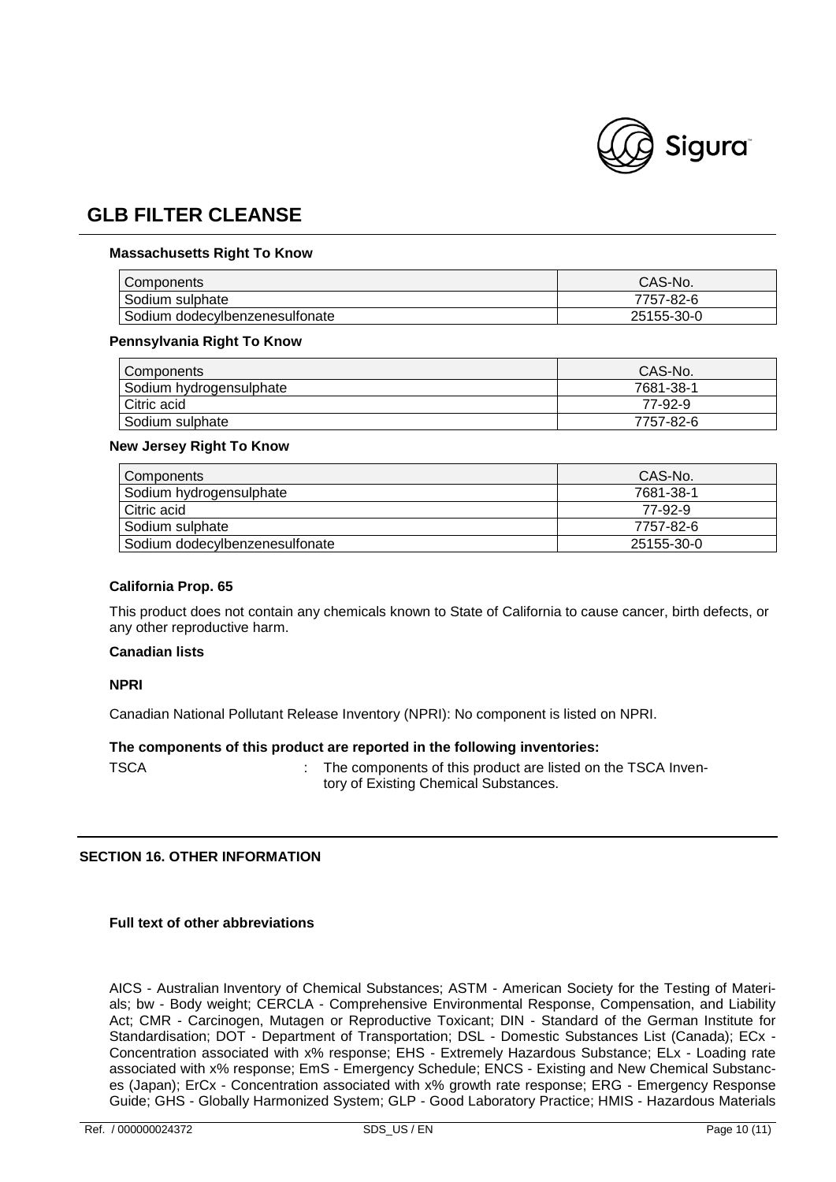# GLB FILTER CLEANSE

**Massachusetts Right To Know**

| Components | CAS-No. |
|---|---|
| Sodium sulphate | 7757-82-6 |
| Sodium dodecylbenzenesulfonate | 25155-30-0 |

**Pennsylvania Right To Know**

| Components | CAS-No. |
|---|---|
| Sodium hydrogensulphate | 7681-38-1 |
| Citric acid | 77-92-9 |
| Sodium sulphate | 7757-82-6 |

**New Jersey Right To Know**

| Components | CAS-No. |
|---|---|
| Sodium hydrogensulphate | 7681-38-1 |
| Citric acid | 77-92-9 |
| Sodium sulphate | 7757-82-6 |
| Sodium dodecylbenzenesulfonate | 25155-30-0 |

**California Prop. 65**

This product does not contain any chemicals known to State of California to cause cancer, birth defects, or any other reproductive harm.

**Canadian lists**

**NPRI**

Canadian National Pollutant Release Inventory (NPRI): No component is listed on NPRI.

**The components of this product are reported in the following inventories:**

TSCA : The components of this product are listed on the TSCA Inventory of Existing Chemical Substances.

## SECTION 16. OTHER INFORMATION

**Full text of other abbreviations**

AICS - Australian Inventory of Chemical Substances; ASTM - American Society for the Testing of Materials; bw - Body weight; CERCLA - Comprehensive Environmental Response, Compensation, and Liability Act; CMR - Carcinogen, Mutagen or Reproductive Toxicant; DIN - Standard of the German Institute for Standardisation; DOT - Department of Transportation; DSL - Domestic Substances List (Canada); ECx - Concentration associated with x% response; EHS - Extremely Hazardous Substance; ELx - Loading rate associated with x% response; EmS - Emergency Schedule; ENCS - Existing and New Chemical Substances (Japan); ErCx - Concentration associated with x% growth rate response; ERG - Emergency Response Guide; GHS - Globally Harmonized System; GLP - Good Laboratory Practice; HMIS - Hazardous Materials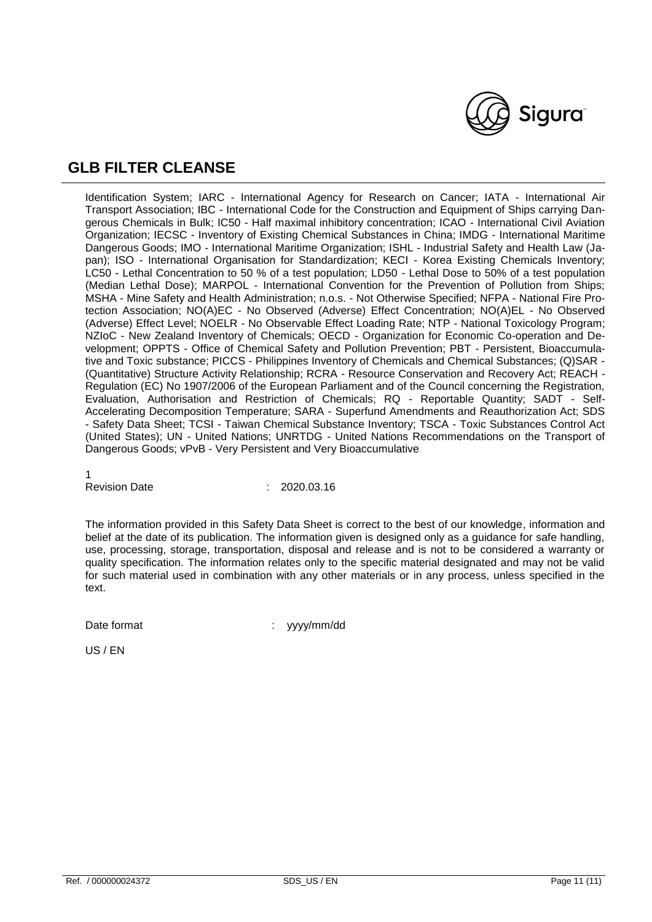Identification System; IARC - International Agency for Research on Cancer; IATA - International Air Transport Association; IBC - International Code for the Construction and Equipment of Ships carrying Dangerous Chemicals in Bulk; IC50 - Half maximal inhibitory concentration; ICAO - International Civil Aviation Organization; IECSC - Inventory of Existing Chemical Substances in China; IMDG - International Maritime Dangerous Goods; IMO - International Maritime Organization; ISHL - Industrial Safety and Health Law (Japan); ISO - International Organisation for Standardization; KECI - Korea Existing Chemicals Inventory; LC50 - Lethal Concentration to 50 % of a test population; LD50 - Lethal Dose to 50% of a test population (Median Lethal Dose); MARPOL - International Convention for the Prevention of Pollution from Ships; MSHA - Mine Safety and Health Administration; n.o.s. - Not Otherwise Specified; NFPA - National Fire Protection Association; NO(A)EC - No Observed (Adverse) Effect Concentration; NO(A)EL - No Observed (Adverse) Effect Level; NOELR - No Observable Effect Loading Rate; NTP - National Toxicology Program; NZIoC - New Zealand Inventory of Chemicals; OECD - Organization for Economic Co-operation and Development; OPPTS - Office of Chemical Safety and Pollution Prevention; PBT - Persistent, Bioaccumulative and Toxic substance; PICCS - Philippines Inventory of Chemicals and Chemical Substances; (Q)SAR - (Quantitative) Structure Activity Relationship; RCRA - Resource Conservation and Recovery Act; REACH - Regulation (EC) No 1907/2006 of the European Parliament and of the Council concerning the Registration, Evaluation, Authorisation and Restriction of Chemicals; RQ - Reportable Quantity; SADT - Self-Accelerating Decomposition Temperature; SARA - Superfund Amendments and Reauthorization Act; SDS - Safety Data Sheet; TCSI - Taiwan Chemical Substance Inventory; TSCA - Toxic Substances Control Act (United States); UN - United Nations; UNRTDG - United Nations Recommendations on the Transport of Dangerous Goods; vPvB - Very Persistent and Very Bioaccumulative

1

Revision Date : 2020.03.16

The information provided in this Safety Data Sheet is correct to the best of our knowledge, information and belief at the date of its publication. The information given is designed only as a guidance for safe handling, use, processing, storage, transportation, disposal and release and is not to be considered a warranty or quality specification. The information relates only to the specific material designated and may not be valid for such material used in combination with any other materials or in any process, unless specified in the text.

Date format : yyyy/mm/dd

US / EN